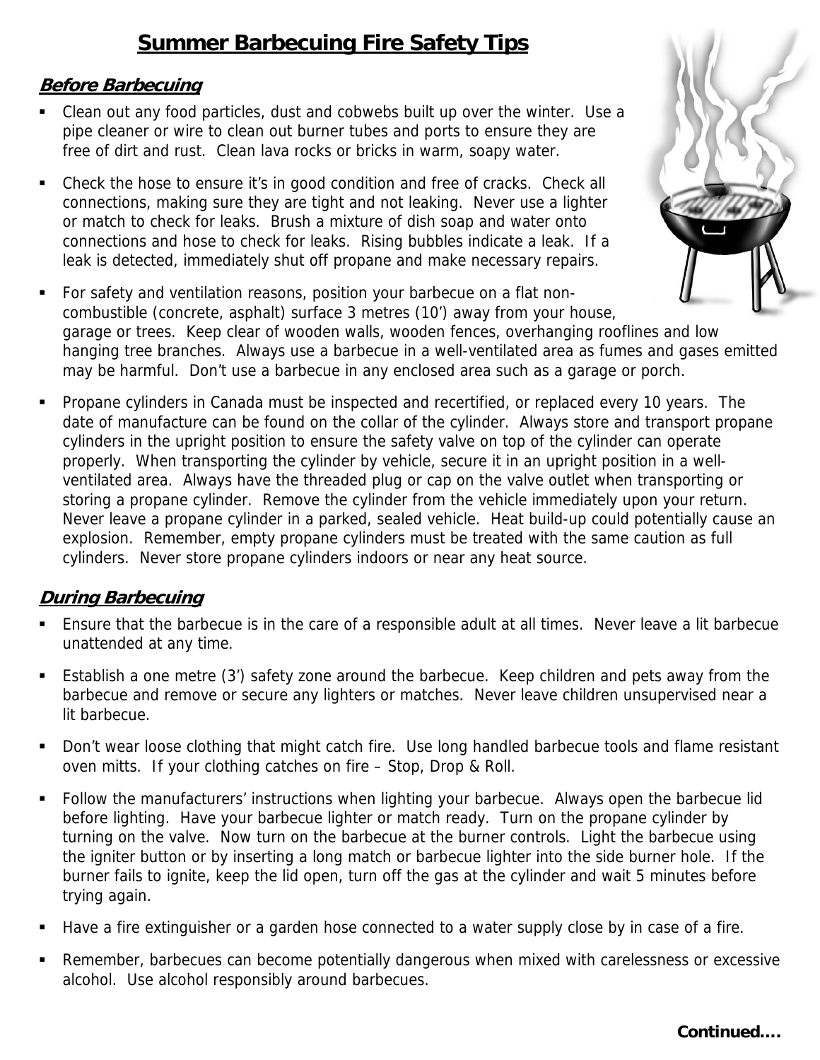# Summer Barbecuing Fire Safety Tips

## Before Barbecuing

- Clean out any food particles, dust and cobwebs built up over the winter. Use a pipe cleaner or wire to clean out burner tubes and ports to ensure they are free of dirt and rust. Clean lava rocks or bricks in warm, soapy water.
- Check the hose to ensure it's in good condition and free of cracks. Check all connections, making sure they are tight and not leaking. Never use a lighter or match to check for leaks. Brush a mixture of dish soap and water onto connections and hose to check for leaks. Rising bubbles indicate a leak. If a leak is detected, immediately shut off propane and make necessary repairs.
- For safety and ventilation reasons, position your barbecue on a flat non-combustible (concrete, asphalt) surface 3 metres (10') away from your house, garage or trees. Keep clear of wooden walls, wooden fences, overhanging rooflines and low hanging tree branches. Always use a barbecue in a well-ventilated area as fumes and gases emitted may be harmful. Don't use a barbecue in any enclosed area such as a garage or porch.
- Propane cylinders in Canada must be inspected and recertified, or replaced every 10 years. The date of manufacture can be found on the collar of the cylinder. Always store and transport propane cylinders in the upright position to ensure the safety valve on top of the cylinder can operate properly. When transporting the cylinder by vehicle, secure it in an upright position in a well-ventilated area. Always have the threaded plug or cap on the valve outlet when transporting or storing a propane cylinder. Remove the cylinder from the vehicle immediately upon your return. Never leave a propane cylinder in a parked, sealed vehicle. Heat build-up could potentially cause an explosion. Remember, empty propane cylinders must be treated with the same caution as full cylinders. Never store propane cylinders indoors or near any heat source.

## During Barbecuing

- Ensure that the barbecue is in the care of a responsible adult at all times. Never leave a lit barbecue unattended at any time.
- Establish a one metre (3') safety zone around the barbecue. Keep children and pets away from the barbecue and remove or secure any lighters or matches. Never leave children unsupervised near a lit barbecue.
- Don't wear loose clothing that might catch fire. Use long handled barbecue tools and flame resistant oven mitts. If your clothing catches on fire – Stop, Drop & Roll.
- Follow the manufacturers' instructions when lighting your barbecue. Always open the barbecue lid before lighting. Have your barbecue lighter or match ready. Turn on the propane cylinder by turning on the valve. Now turn on the barbecue at the burner controls. Light the barbecue using the igniter button or by inserting a long match or barbecue lighter into the side burner hole. If the burner fails to ignite, keep the lid open, turn off the gas at the cylinder and wait 5 minutes before trying again.
- Have a fire extinguisher or a garden hose connected to a water supply close by in case of a fire.
- Remember, barbecues can become potentially dangerous when mixed with carelessness or excessive alcohol. Use alcohol responsibly around barbecues.

**Continued….**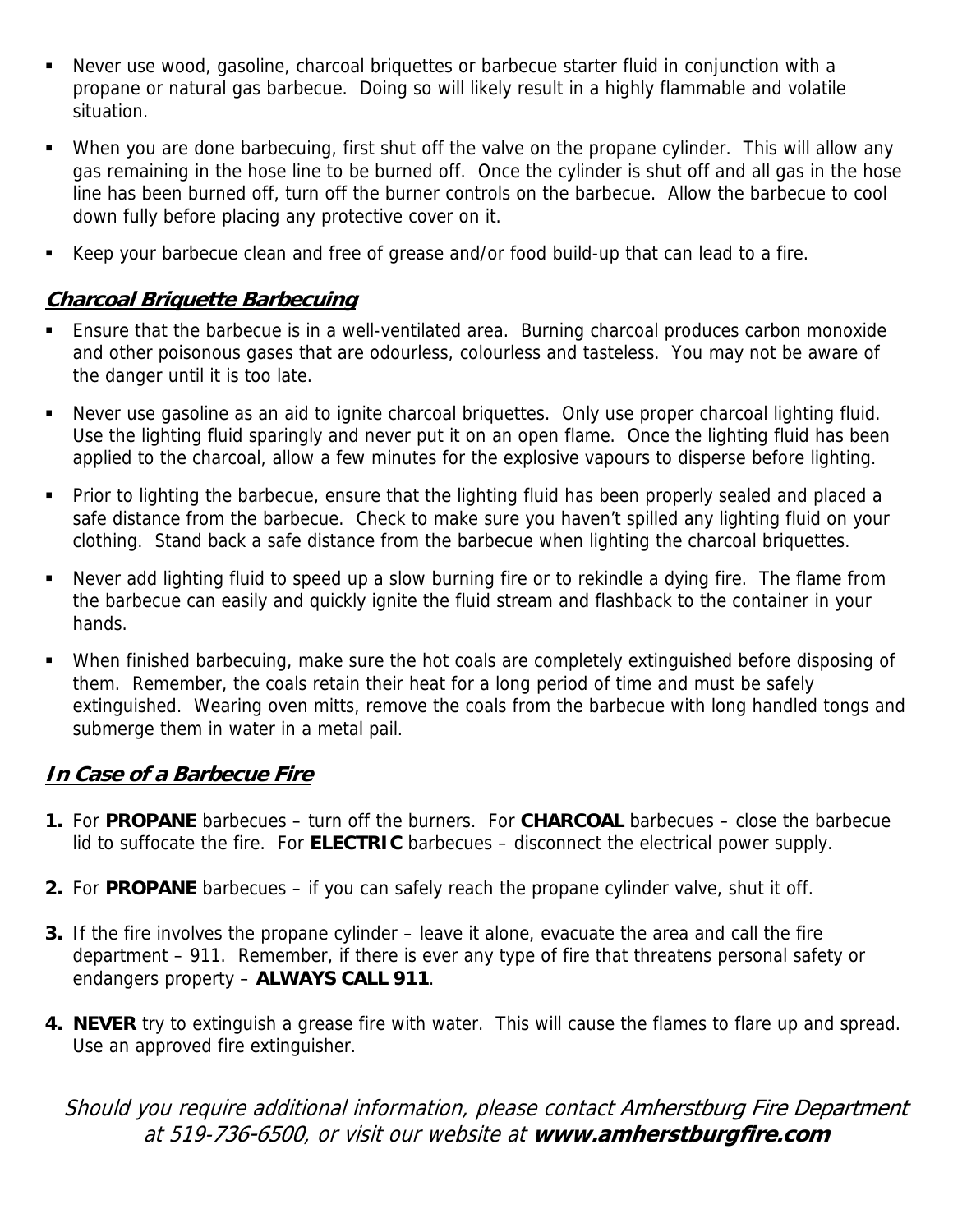- Never use wood, gasoline, charcoal briquettes or barbecue starter fluid in conjunction with a propane or natural gas barbecue. Doing so will likely result in a highly flammable and volatile situation.
- When you are done barbecuing, first shut off the valve on the propane cylinder. This will allow any gas remaining in the hose line to be burned off. Once the cylinder is shut off and all gas in the hose line has been burned off, turn off the burner controls on the barbecue. Allow the barbecue to cool down fully before placing any protective cover on it.
- Keep your barbecue clean and free of grease and/or food build-up that can lead to a fire.

## ***Charcoal Briquette Barbecuing***

- Ensure that the barbecue is in a well-ventilated area. Burning charcoal produces carbon monoxide and other poisonous gases that are odourless, colourless and tasteless. You may not be aware of the danger until it is too late.
- Never use gasoline as an aid to ignite charcoal briquettes. Only use proper charcoal lighting fluid. Use the lighting fluid sparingly and never put it on an open flame. Once the lighting fluid has been applied to the charcoal, allow a few minutes for the explosive vapours to disperse before lighting.
- Prior to lighting the barbecue, ensure that the lighting fluid has been properly sealed and placed a safe distance from the barbecue. Check to make sure you haven't spilled any lighting fluid on your clothing. Stand back a safe distance from the barbecue when lighting the charcoal briquettes.
- Never add lighting fluid to speed up a slow burning fire or to rekindle a dying fire. The flame from the barbecue can easily and quickly ignite the fluid stream and flashback to the container in your hands.
- When finished barbecuing, make sure the hot coals are completely extinguished before disposing of them. Remember, the coals retain their heat for a long period of time and must be safely extinguished. Wearing oven mitts, remove the coals from the barbecue with long handled tongs and submerge them in water in a metal pail.

## ***In Case of a Barbecue Fire***

1. For **PROPANE** barbecues – turn off the burners. For **CHARCOAL** barbecues – close the barbecue lid to suffocate the fire. For **ELECTRIC** barbecues – disconnect the electrical power supply.
2. For **PROPANE** barbecues – if you can safely reach the propane cylinder valve, shut it off.
3. If the fire involves the propane cylinder – leave it alone, evacuate the area and call the fire department – 911. Remember, if there is ever any type of fire that threatens personal safety or endangers property – **ALWAYS CALL 911**.
4. **NEVER** try to extinguish a grease fire with water. This will cause the flames to flare up and spread. Use an approved fire extinguisher.

*Should you require additional information, please contact Amherstburg Fire Department at 519-736-6500, or visit our website at* ***www.amherstburgfire.com***